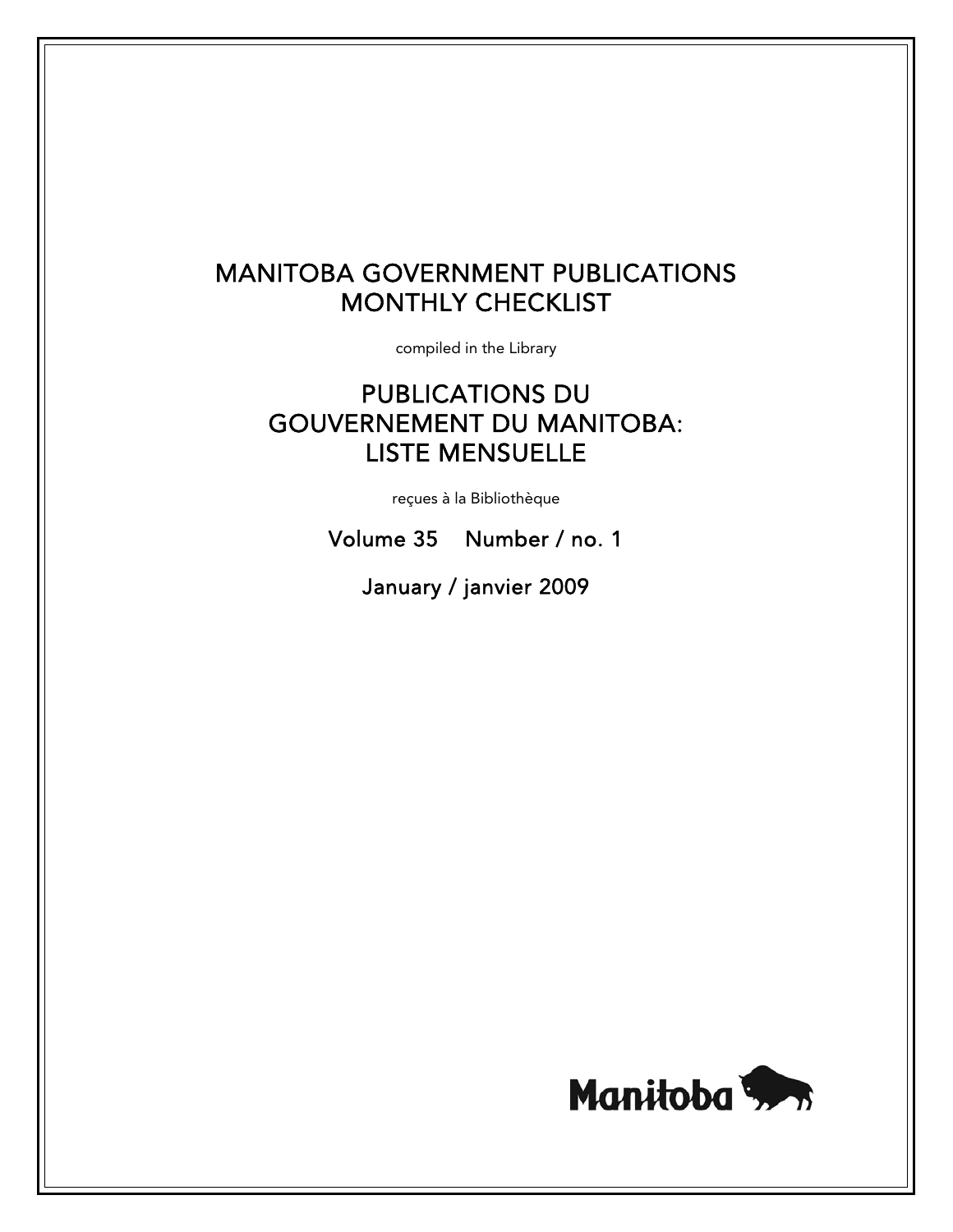# MANITOBA GOVERNMENT PUBLICATIONS MONTHLY CHECKLIST

compiled in the Library

# PUBLICATIONS DU GOUVERNEMENT DU MANITOBA: LISTE MENSUELLE

reçues à la Bibliothèque

Volume 35 Number / no. 1

January / janvier 2009

Manitoba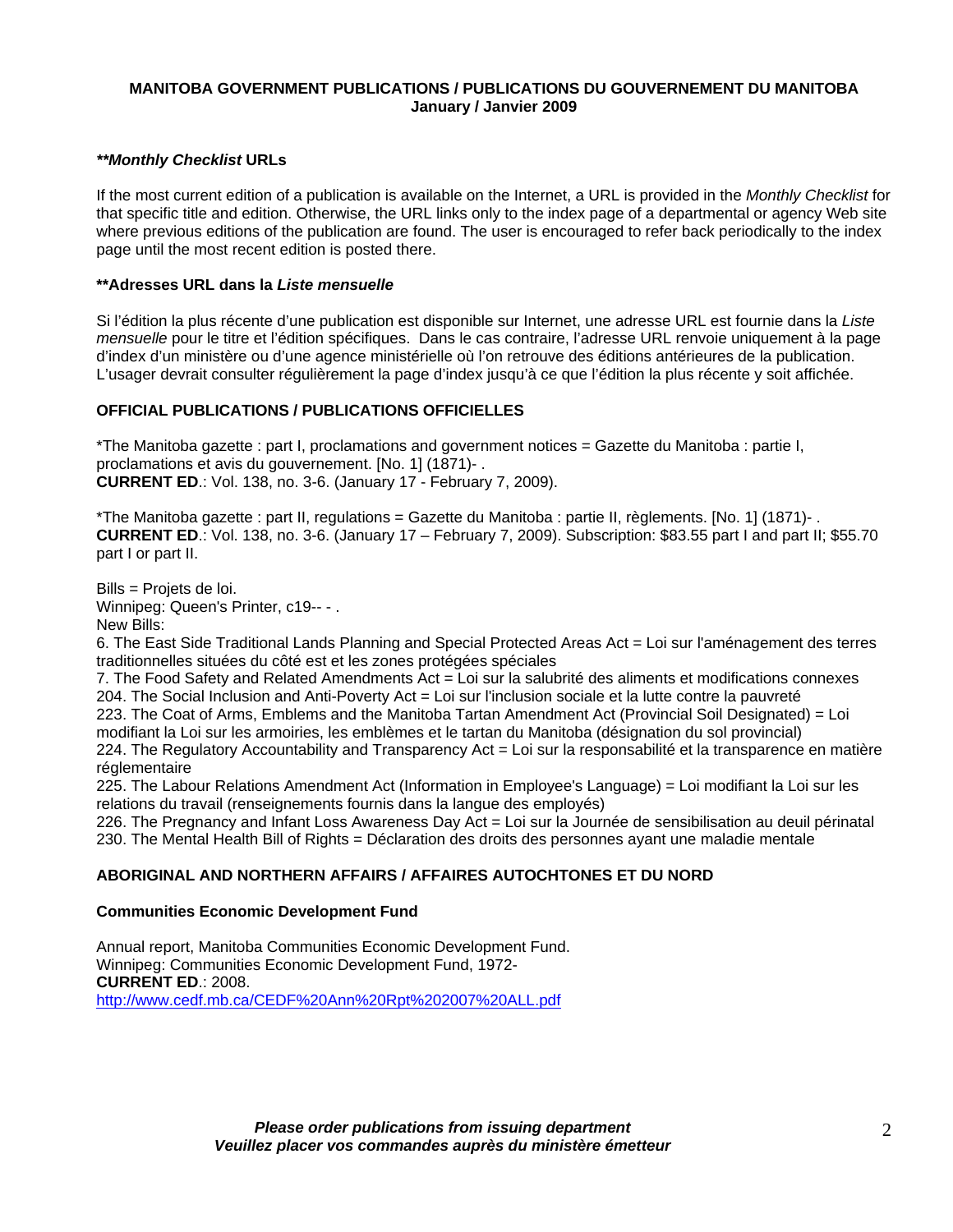**MANITOBA GOVERNMENT PUBLICATIONS / PUBLICATIONS DU GOUVERNEMENT DU MANITOBA**
**January / Janvier 2009**

### ***\*\*Monthly Checklist* URLs**

If the most current edition of a publication is available on the Internet, a URL is provided in the *Monthly Checklist* for that specific title and edition. Otherwise, the URL links only to the index page of a departmental or agency Web site where previous editions of the publication are found. The user is encouraged to refer back periodically to the index page until the most recent edition is posted there.

### **\*\*Adresses URL dans la *Liste mensuelle***

Si l'édition la plus récente d'une publication est disponible sur Internet, une adresse URL est fournie dans la *Liste mensuelle* pour le titre et l'édition spécifiques. Dans le cas contraire, l'adresse URL renvoie uniquement à la page d'index d'un ministère ou d'une agence ministérielle où l'on retrouve des éditions antérieures de la publication. L'usager devrait consulter régulièrement la page d'index jusqu'à ce que l'édition la plus récente y soit affichée.

## **OFFICIAL PUBLICATIONS / PUBLICATIONS OFFICIELLES**

*The Manitoba gazette : part I, proclamations and government notices = Gazette du Manitoba : partie I, proclamations et avis du gouvernement. [No. 1] (1871)- .
**CURRENT ED**.: Vol. 138, no. 3-6. (January 17 - February 7, 2009).

*The Manitoba gazette : part II, regulations = Gazette du Manitoba : partie II, règlements. [No. 1] (1871)- .
**CURRENT ED**.: Vol. 138, no. 3-6. (January 17 – February 7, 2009). Subscription: $83.55 part I and part II; $55.70 part I or part II.

Bills = Projets de loi.
Winnipeg: Queen's Printer, c19-- - .
New Bills:
6. The East Side Traditional Lands Planning and Special Protected Areas Act = Loi sur l'aménagement des terres traditionnelles situées du côté est et les zones protégées spéciales
7. The Food Safety and Related Amendments Act = Loi sur la salubrité des aliments et modifications connexes
204. The Social Inclusion and Anti-Poverty Act = Loi sur l'inclusion sociale et la lutte contre la pauvreté
223. The Coat of Arms, Emblems and the Manitoba Tartan Amendment Act (Provincial Soil Designated) = Loi modifiant la Loi sur les armoiries, les emblèmes et le tartan du Manitoba (désignation du sol provincial)
224. The Regulatory Accountability and Transparency Act = Loi sur la responsabilité et la transparence en matière réglementaire
225. The Labour Relations Amendment Act (Information in Employee's Language) = Loi modifiant la Loi sur les relations du travail (renseignements fournis dans la langue des employés)
226. The Pregnancy and Infant Loss Awareness Day Act = Loi sur la Journée de sensibilisation au deuil périnatal
230. The Mental Health Bill of Rights = Déclaration des droits des personnes ayant une maladie mentale

## **ABORIGINAL AND NORTHERN AFFAIRS / AFFAIRES AUTOCHTONES ET DU NORD**

### **Communities Economic Development Fund**

Annual report, Manitoba Communities Economic Development Fund.
Winnipeg: Communities Economic Development Fund, 1972-
**CURRENT ED**.: 2008.
http://www.cedf.mb.ca/CEDF%20Ann%20Rpt%202007%20ALL.pdf

***Please order publications from issuing department***
***Veuillez placer vos commandes auprès du ministère émetteur***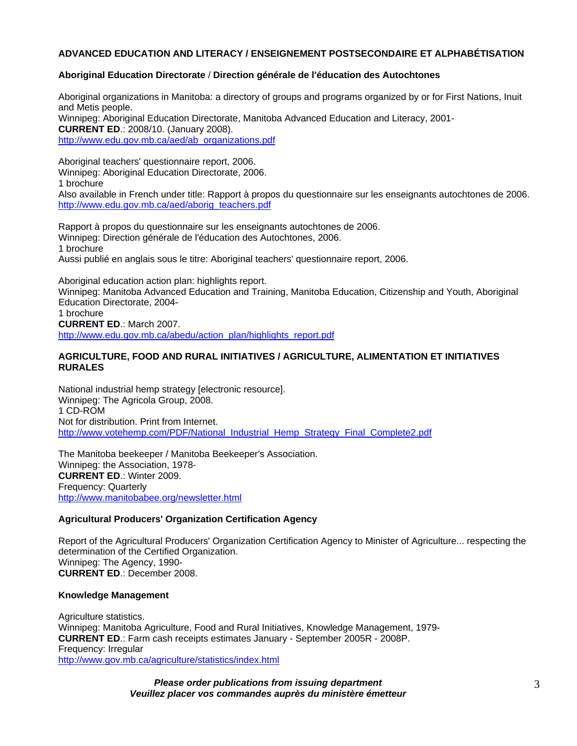## ADVANCED EDUCATION AND LITERACY / ENSEIGNEMENT POSTSECONDAIRE ET ALPHABÉTISATION

### Aboriginal Education Directorate / Direction générale de l'éducation des Autochtones

Aboriginal organizations in Manitoba: a directory of groups and programs organized by or for First Nations, Inuit and Metis people.
Winnipeg: Aboriginal Education Directorate, Manitoba Advanced Education and Literacy, 2001-
**CURRENT ED**.: 2008/10. (January 2008).
http://www.edu.gov.mb.ca/aed/ab_organizations.pdf

Aboriginal teachers' questionnaire report, 2006.
Winnipeg: Aboriginal Education Directorate, 2006.
1 brochure
Also available in French under title: Rapport à propos du questionnaire sur les enseignants autochtones de 2006.
http://www.edu.gov.mb.ca/aed/aborig_teachers.pdf

Rapport à propos du questionnaire sur les enseignants autochtones de 2006.
Winnipeg: Direction générale de l'éducation des Autochtones, 2006.
1 brochure
Aussi publié en anglais sous le titre: Aboriginal teachers' questionnaire report, 2006.

Aboriginal education action plan: highlights report.
Winnipeg: Manitoba Advanced Education and Training, Manitoba Education, Citizenship and Youth, Aboriginal Education Directorate, 2004-
1 brochure
**CURRENT ED**.: March 2007.
http://www.edu.gov.mb.ca/abedu/action_plan/highlights_report.pdf

## AGRICULTURE, FOOD AND RURAL INITIATIVES / AGRICULTURE, ALIMENTATION ET INITIATIVES RURALES

National industrial hemp strategy [electronic resource].
Winnipeg: The Agricola Group, 2008.
1 CD-ROM
Not for distribution. Print from Internet.
http://www.votehemp.com/PDF/National_Industrial_Hemp_Strategy_Final_Complete2.pdf

The Manitoba beekeeper / Manitoba Beekeeper's Association.
Winnipeg: the Association, 1978-
**CURRENT ED**.: Winter 2009.
Frequency: Quarterly
http://www.manitobabee.org/newsletter.html

### Agricultural Producers' Organization Certification Agency

Report of the Agricultural Producers' Organization Certification Agency to Minister of Agriculture... respecting the determination of the Certified Organization.
Winnipeg: The Agency, 1990-
**CURRENT ED**.: December 2008.

### Knowledge Management

Agriculture statistics.
Winnipeg: Manitoba Agriculture, Food and Rural Initiatives, Knowledge Management, 1979-
**CURRENT ED**.: Farm cash receipts estimates January - September 2005R - 2008P.
Frequency: Irregular
http://www.gov.mb.ca/agriculture/statistics/index.html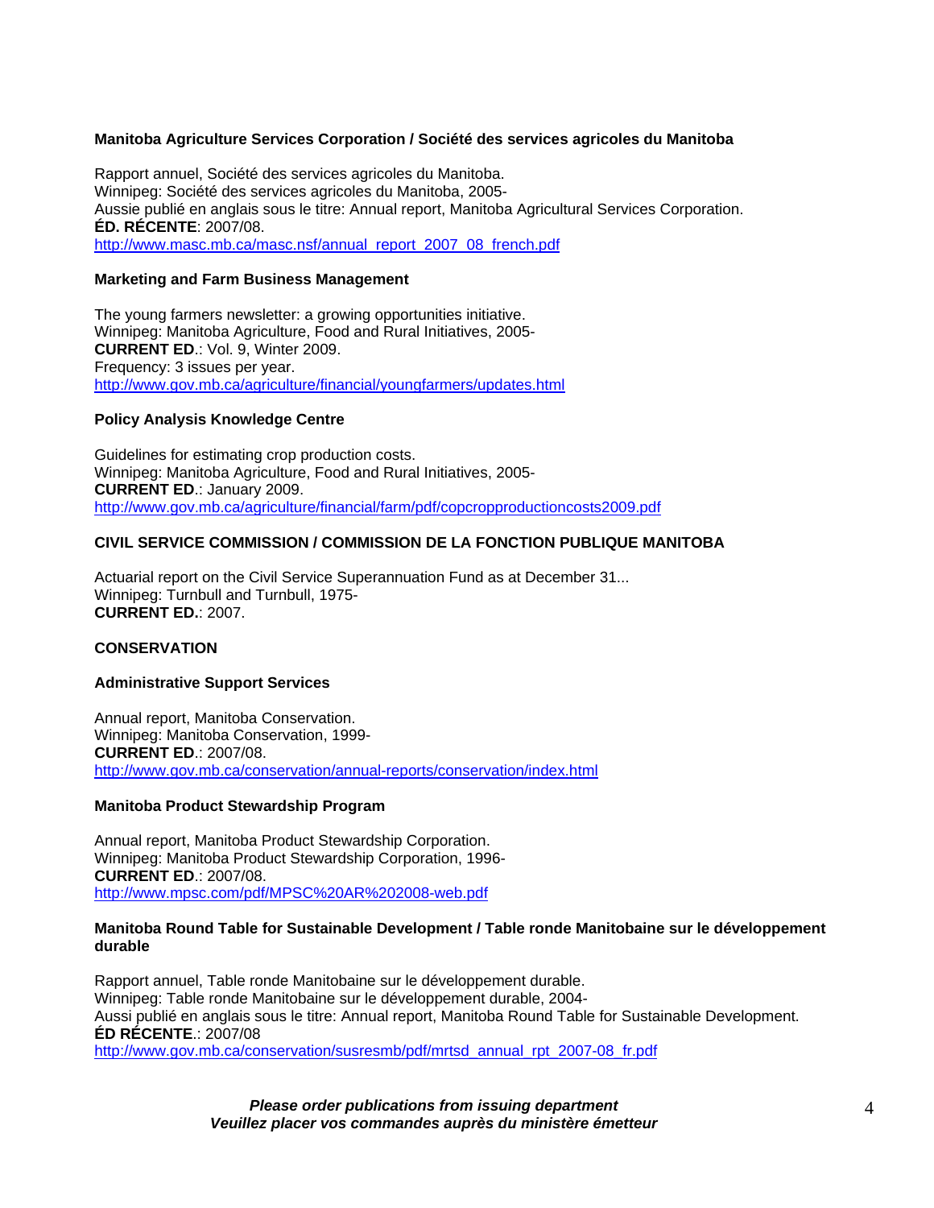**Manitoba Agriculture Services Corporation / Société des services agricoles du Manitoba**

Rapport annuel, Société des services agricoles du Manitoba.
Winnipeg: Société des services agricoles du Manitoba, 2005-
Aussie publié en anglais sous le titre: Annual report, Manitoba Agricultural Services Corporation.
**ÉD. RÉCENTE**: 2007/08.
http://www.masc.mb.ca/masc.nsf/annual_report_2007_08_french.pdf

**Marketing and Farm Business Management**

The young farmers newsletter: a growing opportunities initiative.
Winnipeg: Manitoba Agriculture, Food and Rural Initiatives, 2005-
**CURRENT ED**.: Vol. 9, Winter 2009.
Frequency: 3 issues per year.
http://www.gov.mb.ca/agriculture/financial/youngfarmers/updates.html

**Policy Analysis Knowledge Centre**

Guidelines for estimating crop production costs.
Winnipeg: Manitoba Agriculture, Food and Rural Initiatives, 2005-
**CURRENT ED**.: January 2009.
http://www.gov.mb.ca/agriculture/financial/farm/pdf/copcropproductioncosts2009.pdf

**CIVIL SERVICE COMMISSION / COMMISSION DE LA FONCTION PUBLIQUE MANITOBA**

Actuarial report on the Civil Service Superannuation Fund as at December 31...
Winnipeg: Turnbull and Turnbull, 1975-
**CURRENT ED.**: 2007.

**CONSERVATION**

**Administrative Support Services**

Annual report, Manitoba Conservation.
Winnipeg: Manitoba Conservation, 1999-
**CURRENT ED**.: 2007/08.
http://www.gov.mb.ca/conservation/annual-reports/conservation/index.html

**Manitoba Product Stewardship Program**

Annual report, Manitoba Product Stewardship Corporation.
Winnipeg: Manitoba Product Stewardship Corporation, 1996-
**CURRENT ED**.: 2007/08.
http://www.mpsc.com/pdf/MPSC%20AR%202008-web.pdf

**Manitoba Round Table for Sustainable Development / Table ronde Manitobaine sur le développement durable**

Rapport annuel, Table ronde Manitobaine sur le développement durable.
Winnipeg: Table ronde Manitobaine sur le développement durable, 2004-
Aussi publié en anglais sous le titre: Annual report, Manitoba Round Table for Sustainable Development.
**ÉD RÉCENTE**.: 2007/08
http://www.gov.mb.ca/conservation/susresmb/pdf/mrtsd_annual_rpt_2007-08_fr.pdf

***Please order publications from issuing department***
***Veuillez placer vos commandes auprès du ministère émetteur***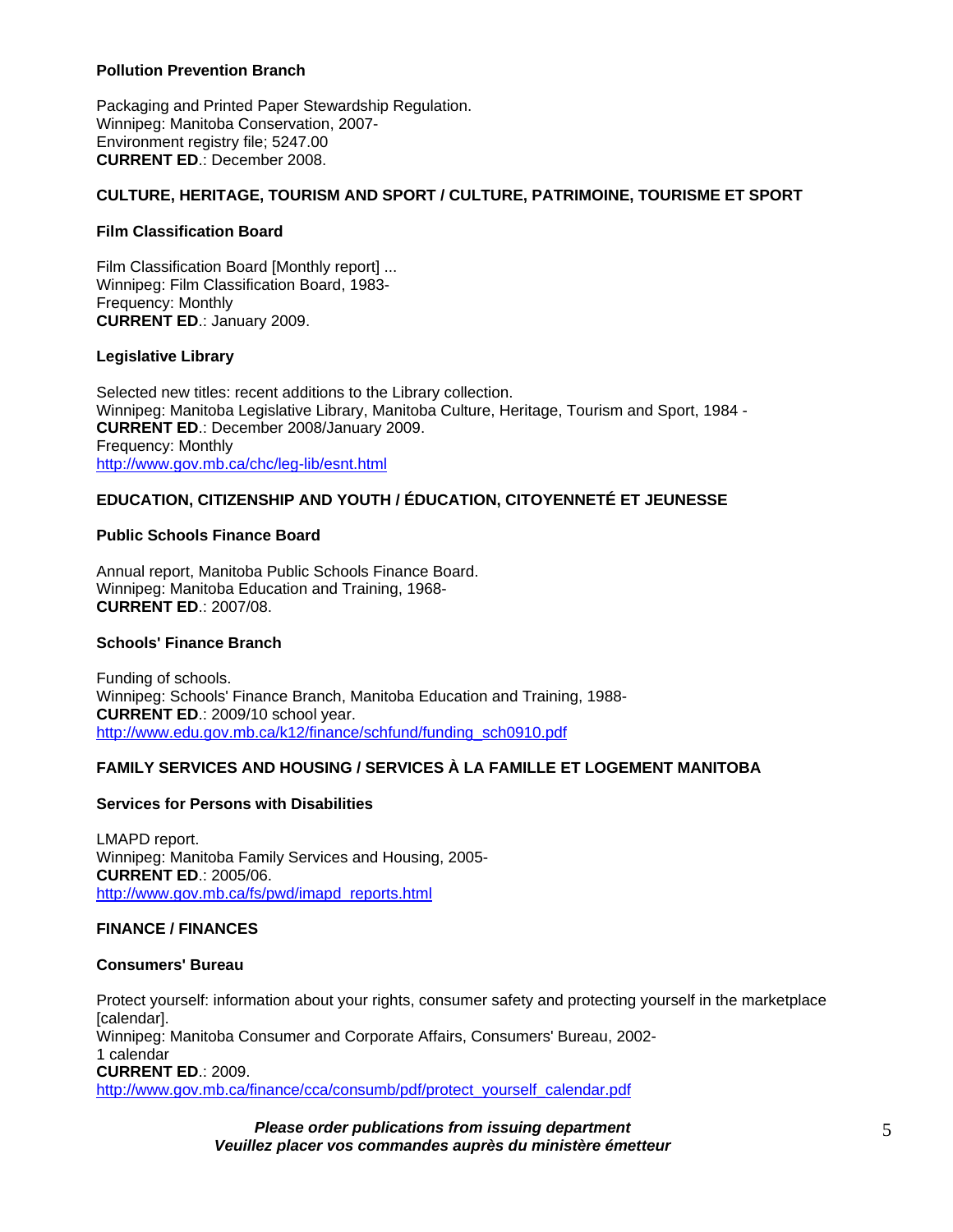**Pollution Prevention Branch**

Packaging and Printed Paper Stewardship Regulation.
Winnipeg: Manitoba Conservation, 2007-
Environment registry file; 5247.00
**CURRENT ED**.: December 2008.

## CULTURE, HERITAGE, TOURISM AND SPORT / CULTURE, PATRIMOINE, TOURISME ET SPORT

**Film Classification Board**

Film Classification Board [Monthly report] ...
Winnipeg: Film Classification Board, 1983-
Frequency: Monthly
**CURRENT ED**.: January 2009.

**Legislative Library**

Selected new titles: recent additions to the Library collection.
Winnipeg: Manitoba Legislative Library, Manitoba Culture, Heritage, Tourism and Sport, 1984 -
**CURRENT ED**.: December 2008/January 2009.
Frequency: Monthly
http://www.gov.mb.ca/chc/leg-lib/esnt.html

## EDUCATION, CITIZENSHIP AND YOUTH / ÉDUCATION, CITOYENNETÉ ET JEUNESSE

**Public Schools Finance Board**

Annual report, Manitoba Public Schools Finance Board.
Winnipeg: Manitoba Education and Training, 1968-
**CURRENT ED**.: 2007/08.

**Schools' Finance Branch**

Funding of schools.
Winnipeg: Schools' Finance Branch, Manitoba Education and Training, 1988-
**CURRENT ED**.: 2009/10 school year.
http://www.edu.gov.mb.ca/k12/finance/schfund/funding_sch0910.pdf

## FAMILY SERVICES AND HOUSING / SERVICES À LA FAMILLE ET LOGEMENT MANITOBA

**Services for Persons with Disabilities**

LMAPD report.
Winnipeg: Manitoba Family Services and Housing, 2005-
**CURRENT ED**.: 2005/06.
http://www.gov.mb.ca/fs/pwd/imapd_reports.html

## FINANCE / FINANCES

**Consumers' Bureau**

Protect yourself: information about your rights, consumer safety and protecting yourself in the marketplace [calendar].
Winnipeg: Manitoba Consumer and Corporate Affairs, Consumers' Bureau, 2002-
1 calendar
**CURRENT ED**.: 2009.
http://www.gov.mb.ca/finance/cca/consumb/pdf/protect_yourself_calendar.pdf

***Please order publications from issuing department***
***Veuillez placer vos commandes auprès du ministère émetteur***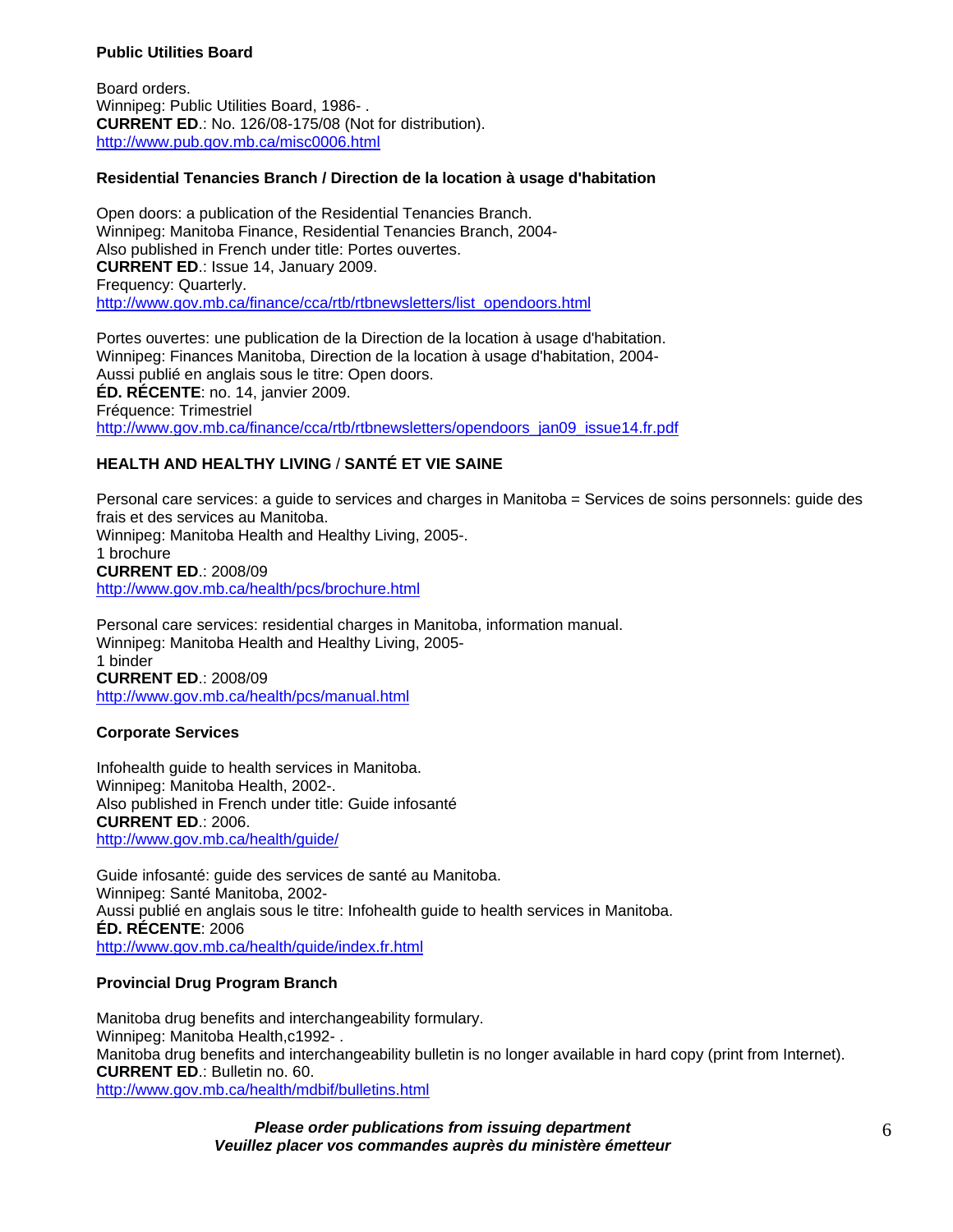**Public Utilities Board**

Board orders.
Winnipeg: Public Utilities Board, 1986- .
**CURRENT ED**.: No. 126/08-175/08 (Not for distribution).
http://www.pub.gov.mb.ca/misc0006.html

**Residential Tenancies Branch / Direction de la location à usage d'habitation**

Open doors: a publication of the Residential Tenancies Branch.
Winnipeg: Manitoba Finance, Residential Tenancies Branch, 2004-
Also published in French under title: Portes ouvertes.
**CURRENT ED**.: Issue 14, January 2009.
Frequency: Quarterly.
http://www.gov.mb.ca/finance/cca/rtb/rtbnewsletters/list_opendoors.html

Portes ouvertes: une publication de la Direction de la location à usage d'habitation.
Winnipeg: Finances Manitoba, Direction de la location à usage d'habitation, 2004-
Aussi publié en anglais sous le titre: Open doors.
**ÉD. RÉCENTE**: no. 14, janvier 2009.
Fréquence: Trimestriel
http://www.gov.mb.ca/finance/cca/rtb/rtbnewsletters/opendoors_jan09_issue14.fr.pdf

**HEALTH AND HEALTHY LIVING** / **SANTÉ ET VIE SAINE**

Personal care services: a guide to services and charges in Manitoba = Services de soins personnels: guide des frais et des services au Manitoba.
Winnipeg: Manitoba Health and Healthy Living, 2005-.
1 brochure
**CURRENT ED**.: 2008/09
http://www.gov.mb.ca/health/pcs/brochure.html

Personal care services: residential charges in Manitoba, information manual.
Winnipeg: Manitoba Health and Healthy Living, 2005-
1 binder
**CURRENT ED**.: 2008/09
http://www.gov.mb.ca/health/pcs/manual.html

**Corporate Services**

Infohealth guide to health services in Manitoba.
Winnipeg: Manitoba Health, 2002-.
Also published in French under title: Guide infosanté
**CURRENT ED**.: 2006.
http://www.gov.mb.ca/health/guide/

Guide infosanté: guide des services de santé au Manitoba.
Winnipeg: Santé Manitoba, 2002-
Aussi publié en anglais sous le titre: Infohealth guide to health services in Manitoba.
**ÉD. RÉCENTE**: 2006
http://www.gov.mb.ca/health/guide/index.fr.html

**Provincial Drug Program Branch**

Manitoba drug benefits and interchangeability formulary.
Winnipeg: Manitoba Health,c1992- .
Manitoba drug benefits and interchangeability bulletin is no longer available in hard copy (print from Internet).
**CURRENT ED**.: Bulletin no. 60.
http://www.gov.mb.ca/health/mdbif/bulletins.html

***Please order publications from issuing department***
***Veuillez placer vos commandes auprès du ministère émetteur***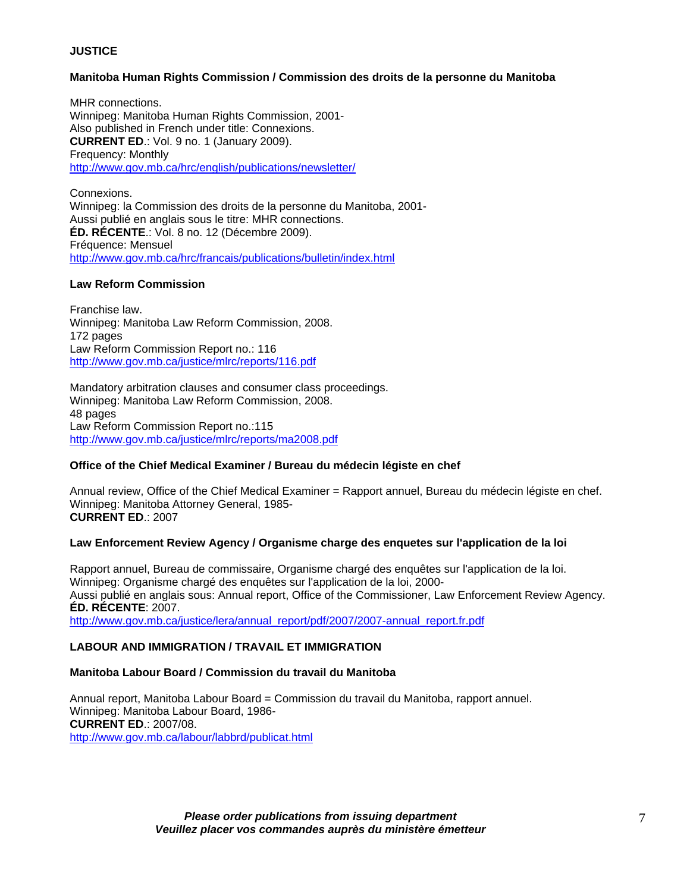## JUSTICE

### Manitoba Human Rights Commission / Commission des droits de la personne du Manitoba

MHR connections.
Winnipeg: Manitoba Human Rights Commission, 2001-
Also published in French under title: Connexions.
**CURRENT ED**.: Vol. 9 no. 1 (January 2009).
Frequency: Monthly
http://www.gov.mb.ca/hrc/english/publications/newsletter/

Connexions.
Winnipeg: la Commission des droits de la personne du Manitoba, 2001-
Aussi publié en anglais sous le titre: MHR connections.
**ÉD. RÉCENTE**.: Vol. 8 no. 12 (Décembre 2009).
Fréquence: Mensuel
http://www.gov.mb.ca/hrc/francais/publications/bulletin/index.html

### Law Reform Commission

Franchise law.
Winnipeg: Manitoba Law Reform Commission, 2008.
172 pages
Law Reform Commission Report no.: 116
http://www.gov.mb.ca/justice/mlrc/reports/116.pdf

Mandatory arbitration clauses and consumer class proceedings.
Winnipeg: Manitoba Law Reform Commission, 2008.
48 pages
Law Reform Commission Report no.:115
http://www.gov.mb.ca/justice/mlrc/reports/ma2008.pdf

### Office of the Chief Medical Examiner / Bureau du médecin légiste en chef

Annual review, Office of the Chief Medical Examiner = Rapport annuel, Bureau du médecin légiste en chef.
Winnipeg: Manitoba Attorney General, 1985-
**CURRENT ED**.: 2007

### Law Enforcement Review Agency / Organisme charge des enquetes sur l'application de la loi

Rapport annuel, Bureau de commissaire, Organisme chargé des enquêtes sur l'application de la loi.
Winnipeg: Organisme chargé des enquêtes sur l'application de la loi, 2000-
Aussi publié en anglais sous: Annual report, Office of the Commissioner, Law Enforcement Review Agency.
**ÉD. RÉCENTE**: 2007.
http://www.gov.mb.ca/justice/lera/annual_report/pdf/2007/2007-annual_report.fr.pdf

## LABOUR AND IMMIGRATION / TRAVAIL ET IMMIGRATION

### Manitoba Labour Board / Commission du travail du Manitoba

Annual report, Manitoba Labour Board = Commission du travail du Manitoba, rapport annuel.
Winnipeg: Manitoba Labour Board, 1986-
**CURRENT ED**.: 2007/08.
http://www.gov.mb.ca/labour/labbrd/publicat.html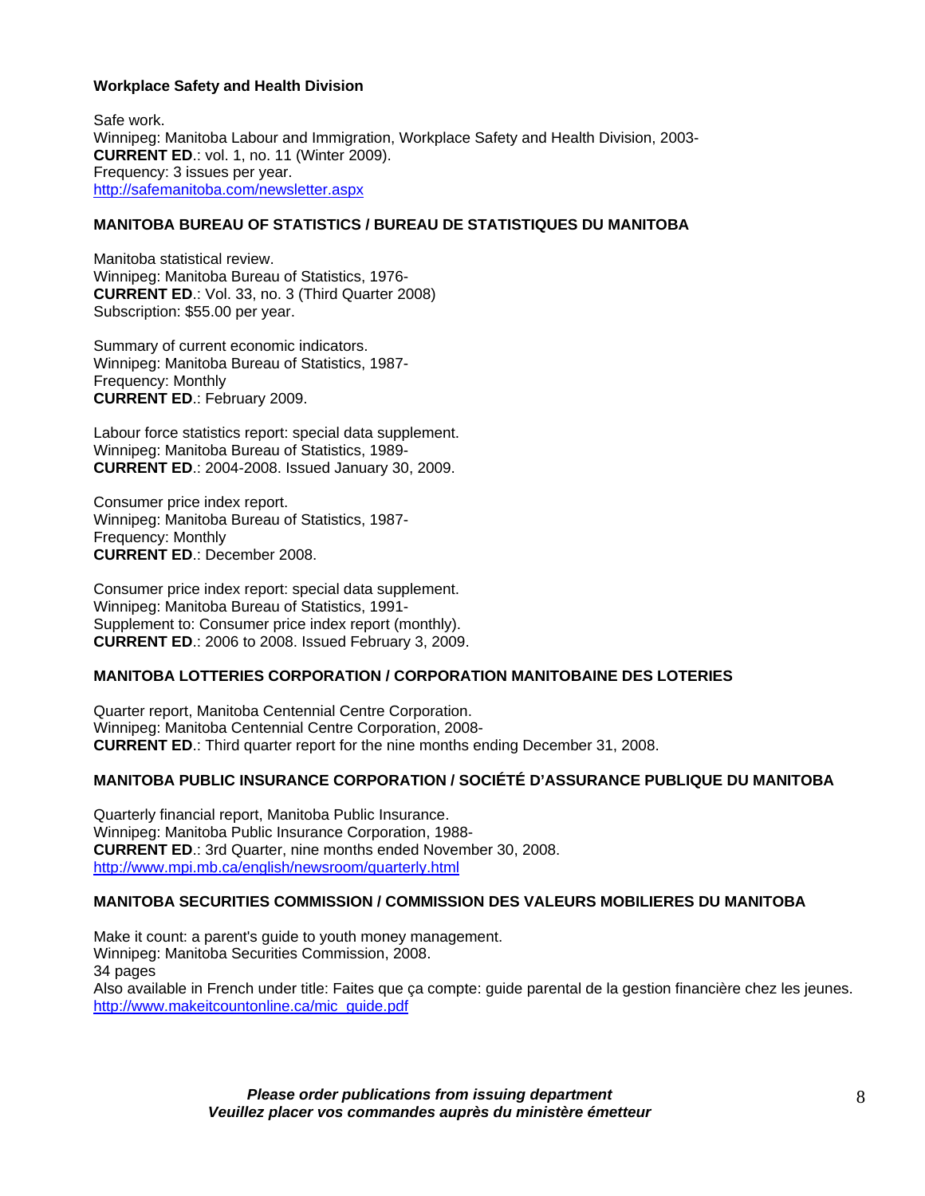**Workplace Safety and Health Division**

Safe work.
Winnipeg: Manitoba Labour and Immigration, Workplace Safety and Health Division, 2003-
**CURRENT ED**.: vol. 1, no. 11 (Winter 2009).
Frequency: 3 issues per year.
http://safemanitoba.com/newsletter.aspx

### MANITOBA BUREAU OF STATISTICS / BUREAU DE STATISTIQUES DU MANITOBA

Manitoba statistical review.
Winnipeg: Manitoba Bureau of Statistics, 1976-
**CURRENT ED**.: Vol. 33, no. 3 (Third Quarter 2008)
Subscription: $55.00 per year.

Summary of current economic indicators.
Winnipeg: Manitoba Bureau of Statistics, 1987-
Frequency: Monthly
**CURRENT ED**.: February 2009.

Labour force statistics report: special data supplement.
Winnipeg: Manitoba Bureau of Statistics, 1989-
**CURRENT ED**.: 2004-2008. Issued January 30, 2009.

Consumer price index report.
Winnipeg: Manitoba Bureau of Statistics, 1987-
Frequency: Monthly
**CURRENT ED**.: December 2008.

Consumer price index report: special data supplement.
Winnipeg: Manitoba Bureau of Statistics, 1991-
Supplement to: Consumer price index report (monthly).
**CURRENT ED**.: 2006 to 2008. Issued February 3, 2009.

### MANITOBA LOTTERIES CORPORATION / CORPORATION MANITOBAINE DES LOTERIES

Quarter report, Manitoba Centennial Centre Corporation.
Winnipeg: Manitoba Centennial Centre Corporation, 2008-
**CURRENT ED**.: Third quarter report for the nine months ending December 31, 2008.

### MANITOBA PUBLIC INSURANCE CORPORATION / SOCIÉTÉ D'ASSURANCE PUBLIQUE DU MANITOBA

Quarterly financial report, Manitoba Public Insurance.
Winnipeg: Manitoba Public Insurance Corporation, 1988-
**CURRENT ED**.: 3rd Quarter, nine months ended November 30, 2008.
http://www.mpi.mb.ca/english/newsroom/quarterly.html

### MANITOBA SECURITIES COMMISSION / COMMISSION DES VALEURS MOBILIERES DU MANITOBA

Make it count: a parent's guide to youth money management.
Winnipeg: Manitoba Securities Commission, 2008.
34 pages
Also available in French under title: Faites que ça compte: guide parental de la gestion financière chez les jeunes.
http://www.makeitcountonline.ca/mic_guide.pdf

***Please order publications from issuing department***
***Veuillez placer vos commandes auprès du ministère émetteur***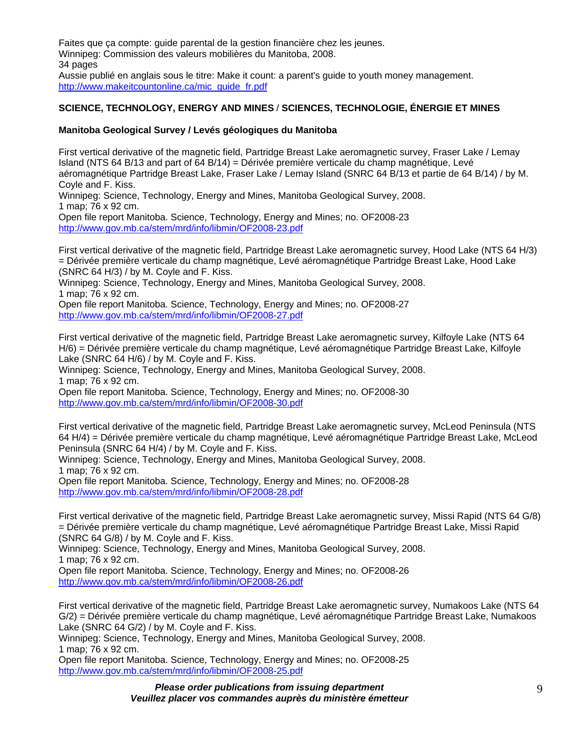Faites que ça compte: guide parental de la gestion financière chez les jeunes.
Winnipeg: Commission des valeurs mobilières du Manitoba, 2008.
34 pages
Aussie publié en anglais sous le titre: Make it count: a parent's guide to youth money management.
http://www.makeitcountonline.ca/mic_guide_fr.pdf

## SCIENCE, TECHNOLOGY, ENERGY AND MINES / SCIENCES, TECHNOLOGIE, ÉNERGIE ET MINES

### Manitoba Geological Survey / Levés géologiques du Manitoba

First vertical derivative of the magnetic field, Partridge Breast Lake aeromagnetic survey, Fraser Lake / Lemay Island (NTS 64 B/13 and part of 64 B/14) = Dérivée première verticale du champ magnétique, Levé aéromagnétique Partridge Breast Lake, Fraser Lake / Lemay Island (SNRC 64 B/13 et partie de 64 B/14) / by M. Coyle and F. Kiss.
Winnipeg: Science, Technology, Energy and Mines, Manitoba Geological Survey, 2008.
1 map; 76 x 92 cm.
Open file report Manitoba. Science, Technology, Energy and Mines; no. OF2008-23
http://www.gov.mb.ca/stem/mrd/info/libmin/OF2008-23.pdf

First vertical derivative of the magnetic field, Partridge Breast Lake aeromagnetic survey, Hood Lake (NTS 64 H/3) = Dérivée première verticale du champ magnétique, Levé aéromagnétique Partridge Breast Lake, Hood Lake (SNRC 64 H/3) / by M. Coyle and F. Kiss.
Winnipeg: Science, Technology, Energy and Mines, Manitoba Geological Survey, 2008.
1 map; 76 x 92 cm.
Open file report Manitoba. Science, Technology, Energy and Mines; no. OF2008-27
http://www.gov.mb.ca/stem/mrd/info/libmin/OF2008-27.pdf

First vertical derivative of the magnetic field, Partridge Breast Lake aeromagnetic survey, Kilfoyle Lake (NTS 64 H/6) = Dérivée première verticale du champ magnétique, Levé aéromagnétique Partridge Breast Lake, Kilfoyle Lake (SNRC 64 H/6) / by M. Coyle and F. Kiss.
Winnipeg: Science, Technology, Energy and Mines, Manitoba Geological Survey, 2008.
1 map; 76 x 92 cm.
Open file report Manitoba. Science, Technology, Energy and Mines; no. OF2008-30
http://www.gov.mb.ca/stem/mrd/info/libmin/OF2008-30.pdf

First vertical derivative of the magnetic field, Partridge Breast Lake aeromagnetic survey, McLeod Peninsula (NTS 64 H/4) = Dérivée première verticale du champ magnétique, Levé aéromagnétique Partridge Breast Lake, McLeod Peninsula (SNRC 64 H/4) / by M. Coyle and F. Kiss.
Winnipeg: Science, Technology, Energy and Mines, Manitoba Geological Survey, 2008.
1 map; 76 x 92 cm.
Open file report Manitoba. Science, Technology, Energy and Mines; no. OF2008-28
http://www.gov.mb.ca/stem/mrd/info/libmin/OF2008-28.pdf

First vertical derivative of the magnetic field, Partridge Breast Lake aeromagnetic survey, Missi Rapid (NTS 64 G/8) = Dérivée première verticale du champ magnétique, Levé aéromagnétique Partridge Breast Lake, Missi Rapid (SNRC 64 G/8) / by M. Coyle and F. Kiss.
Winnipeg: Science, Technology, Energy and Mines, Manitoba Geological Survey, 2008.
1 map; 76 x 92 cm.
Open file report Manitoba. Science, Technology, Energy and Mines; no. OF2008-26
http://www.gov.mb.ca/stem/mrd/info/libmin/OF2008-26.pdf

First vertical derivative of the magnetic field, Partridge Breast Lake aeromagnetic survey, Numakoos Lake (NTS 64 G/2) = Dérivée première verticale du champ magnétique, Levé aéromagnétique Partridge Breast Lake, Numakoos Lake (SNRC 64 G/2) / by M. Coyle and F. Kiss.
Winnipeg: Science, Technology, Energy and Mines, Manitoba Geological Survey, 2008.
1 map; 76 x 92 cm.
Open file report Manitoba. Science, Technology, Energy and Mines; no. OF2008-25
http://www.gov.mb.ca/stem/mrd/info/libmin/OF2008-25.pdf

***Please order publications from issuing department***
***Veuillez placer vos commandes auprès du ministère émetteur***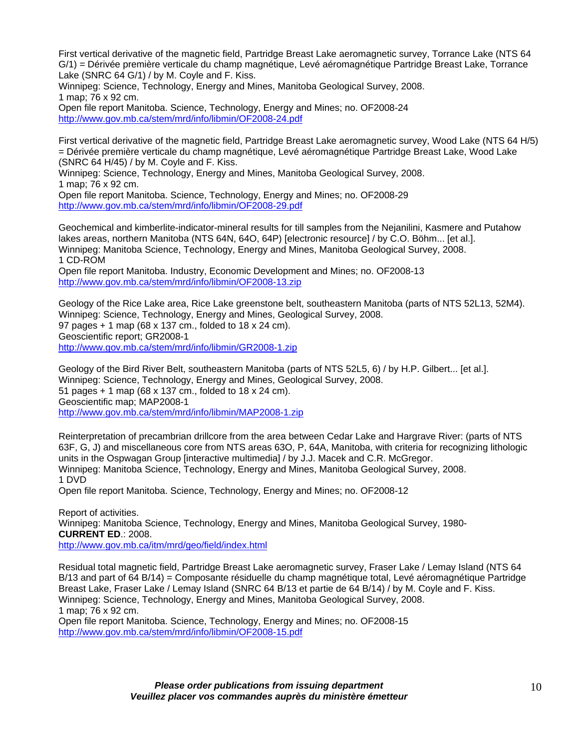First vertical derivative of the magnetic field, Partridge Breast Lake aeromagnetic survey, Torrance Lake (NTS 64 G/1) = Dérivée première verticale du champ magnétique, Levé aéromagnétique Partridge Breast Lake, Torrance Lake (SNRC 64 G/1) / by M. Coyle and F. Kiss.
Winnipeg: Science, Technology, Energy and Mines, Manitoba Geological Survey, 2008.
1 map; 76 x 92 cm.
Open file report Manitoba. Science, Technology, Energy and Mines; no. OF2008-24
http://www.gov.mb.ca/stem/mrd/info/libmin/OF2008-24.pdf

First vertical derivative of the magnetic field, Partridge Breast Lake aeromagnetic survey, Wood Lake (NTS 64 H/5) = Dérivée première verticale du champ magnétique, Levé aéromagnétique Partridge Breast Lake, Wood Lake (SNRC 64 H/45) / by M. Coyle and F. Kiss.
Winnipeg: Science, Technology, Energy and Mines, Manitoba Geological Survey, 2008.
1 map; 76 x 92 cm.
Open file report Manitoba. Science, Technology, Energy and Mines; no. OF2008-29
http://www.gov.mb.ca/stem/mrd/info/libmin/OF2008-29.pdf

Geochemical and kimberlite-indicator-mineral results for till samples from the Nejanilini, Kasmere and Putahow lakes areas, northern Manitoba (NTS 64N, 64O, 64P) [electronic resource] / by C.O. Böhm... [et al.].
Winnipeg: Manitoba Science, Technology, Energy and Mines, Manitoba Geological Survey, 2008.
1 CD-ROM
Open file report Manitoba. Industry, Economic Development and Mines; no. OF2008-13
http://www.gov.mb.ca/stem/mrd/info/libmin/OF2008-13.zip

Geology of the Rice Lake area, Rice Lake greenstone belt, southeastern Manitoba (parts of NTS 52L13, 52M4).
Winnipeg: Science, Technology, Energy and Mines, Geological Survey, 2008.
97 pages + 1 map (68 x 137 cm., folded to 18 x 24 cm).
Geoscientific report; GR2008-1
http://www.gov.mb.ca/stem/mrd/info/libmin/GR2008-1.zip

Geology of the Bird River Belt, southeastern Manitoba (parts of NTS 52L5, 6) / by H.P. Gilbert... [et al.].
Winnipeg: Science, Technology, Energy and Mines, Geological Survey, 2008.
51 pages + 1 map (68 x 137 cm., folded to 18 x 24 cm).
Geoscientific map; MAP2008-1
http://www.gov.mb.ca/stem/mrd/info/libmin/MAP2008-1.zip

Reinterpretation of precambrian drillcore from the area between Cedar Lake and Hargrave River: (parts of NTS 63F, G, J) and miscellaneous core from NTS areas 63O, P, 64A, Manitoba, with criteria for recognizing lithologic units in the Ospwagan Group [interactive multimedia] / by J.J. Macek and C.R. McGregor.
Winnipeg: Manitoba Science, Technology, Energy and Mines, Manitoba Geological Survey, 2008.
1 DVD
Open file report Manitoba. Science, Technology, Energy and Mines; no. OF2008-12

Report of activities.
Winnipeg: Manitoba Science, Technology, Energy and Mines, Manitoba Geological Survey, 1980-
**CURRENT ED**.: 2008.
http://www.gov.mb.ca/itm/mrd/geo/field/index.html

Residual total magnetic field, Partridge Breast Lake aeromagnetic survey, Fraser Lake / Lemay Island (NTS 64 B/13 and part of 64 B/14) = Composante résiduelle du champ magnétique total, Levé aéromagnétique Partridge Breast Lake, Fraser Lake / Lemay Island (SNRC 64 B/13 et partie de 64 B/14) / by M. Coyle and F. Kiss.
Winnipeg: Science, Technology, Energy and Mines, Manitoba Geological Survey, 2008.
1 map; 76 x 92 cm.
Open file report Manitoba. Science, Technology, Energy and Mines; no. OF2008-15
http://www.gov.mb.ca/stem/mrd/info/libmin/OF2008-15.pdf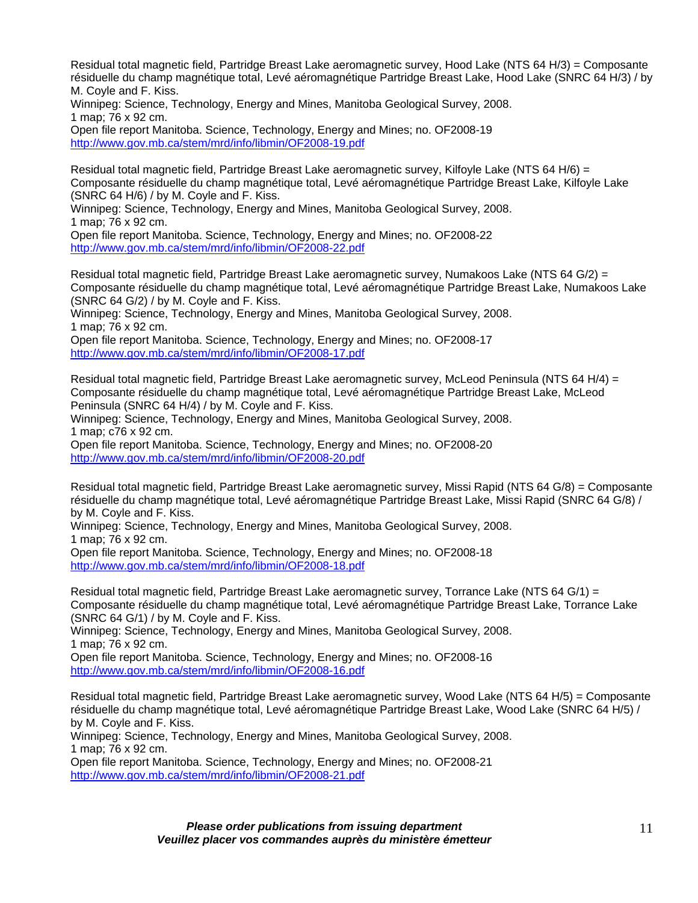Residual total magnetic field, Partridge Breast Lake aeromagnetic survey, Hood Lake (NTS 64 H/3) = Composante résiduelle du champ magnétique total, Levé aéromagnétique Partridge Breast Lake, Hood Lake (SNRC 64 H/3) / by M. Coyle and F. Kiss.
Winnipeg: Science, Technology, Energy and Mines, Manitoba Geological Survey, 2008.
1 map; 76 x 92 cm.
Open file report Manitoba. Science, Technology, Energy and Mines; no. OF2008-19
http://www.gov.mb.ca/stem/mrd/info/libmin/OF2008-19.pdf

Residual total magnetic field, Partridge Breast Lake aeromagnetic survey, Kilfoyle Lake (NTS 64 H/6) = Composante résiduelle du champ magnétique total, Levé aéromagnétique Partridge Breast Lake, Kilfoyle Lake (SNRC 64 H/6) / by M. Coyle and F. Kiss.
Winnipeg: Science, Technology, Energy and Mines, Manitoba Geological Survey, 2008.
1 map; 76 x 92 cm.
Open file report Manitoba. Science, Technology, Energy and Mines; no. OF2008-22
http://www.gov.mb.ca/stem/mrd/info/libmin/OF2008-22.pdf

Residual total magnetic field, Partridge Breast Lake aeromagnetic survey, Numakoos Lake (NTS 64 G/2) = Composante résiduelle du champ magnétique total, Levé aéromagnétique Partridge Breast Lake, Numakoos Lake (SNRC 64 G/2) / by M. Coyle and F. Kiss.
Winnipeg: Science, Technology, Energy and Mines, Manitoba Geological Survey, 2008.
1 map; 76 x 92 cm.
Open file report Manitoba. Science, Technology, Energy and Mines; no. OF2008-17
http://www.gov.mb.ca/stem/mrd/info/libmin/OF2008-17.pdf

Residual total magnetic field, Partridge Breast Lake aeromagnetic survey, McLeod Peninsula (NTS 64 H/4) = Composante résiduelle du champ magnétique total, Levé aéromagnétique Partridge Breast Lake, McLeod Peninsula (SNRC 64 H/4) / by M. Coyle and F. Kiss.
Winnipeg: Science, Technology, Energy and Mines, Manitoba Geological Survey, 2008.
1 map; c76 x 92 cm.
Open file report Manitoba. Science, Technology, Energy and Mines; no. OF2008-20
http://www.gov.mb.ca/stem/mrd/info/libmin/OF2008-20.pdf

Residual total magnetic field, Partridge Breast Lake aeromagnetic survey, Missi Rapid (NTS 64 G/8) = Composante résiduelle du champ magnétique total, Levé aéromagnétique Partridge Breast Lake, Missi Rapid (SNRC 64 G/8) / by M. Coyle and F. Kiss.
Winnipeg: Science, Technology, Energy and Mines, Manitoba Geological Survey, 2008.
1 map; 76 x 92 cm.
Open file report Manitoba. Science, Technology, Energy and Mines; no. OF2008-18
http://www.gov.mb.ca/stem/mrd/info/libmin/OF2008-18.pdf

Residual total magnetic field, Partridge Breast Lake aeromagnetic survey, Torrance Lake (NTS 64 G/1) = Composante résiduelle du champ magnétique total, Levé aéromagnétique Partridge Breast Lake, Torrance Lake (SNRC 64 G/1) / by M. Coyle and F. Kiss.
Winnipeg: Science, Technology, Energy and Mines, Manitoba Geological Survey, 2008.
1 map; 76 x 92 cm.
Open file report Manitoba. Science, Technology, Energy and Mines; no. OF2008-16
http://www.gov.mb.ca/stem/mrd/info/libmin/OF2008-16.pdf

Residual total magnetic field, Partridge Breast Lake aeromagnetic survey, Wood Lake (NTS 64 H/5) = Composante résiduelle du champ magnétique total, Levé aéromagnétique Partridge Breast Lake, Wood Lake (SNRC 64 H/5) / by M. Coyle and F. Kiss.
Winnipeg: Science, Technology, Energy and Mines, Manitoba Geological Survey, 2008.
1 map; 76 x 92 cm.
Open file report Manitoba. Science, Technology, Energy and Mines; no. OF2008-21
http://www.gov.mb.ca/stem/mrd/info/libmin/OF2008-21.pdf

***Please order publications from issuing department***
***Veuillez placer vos commandes auprès du ministère émetteur***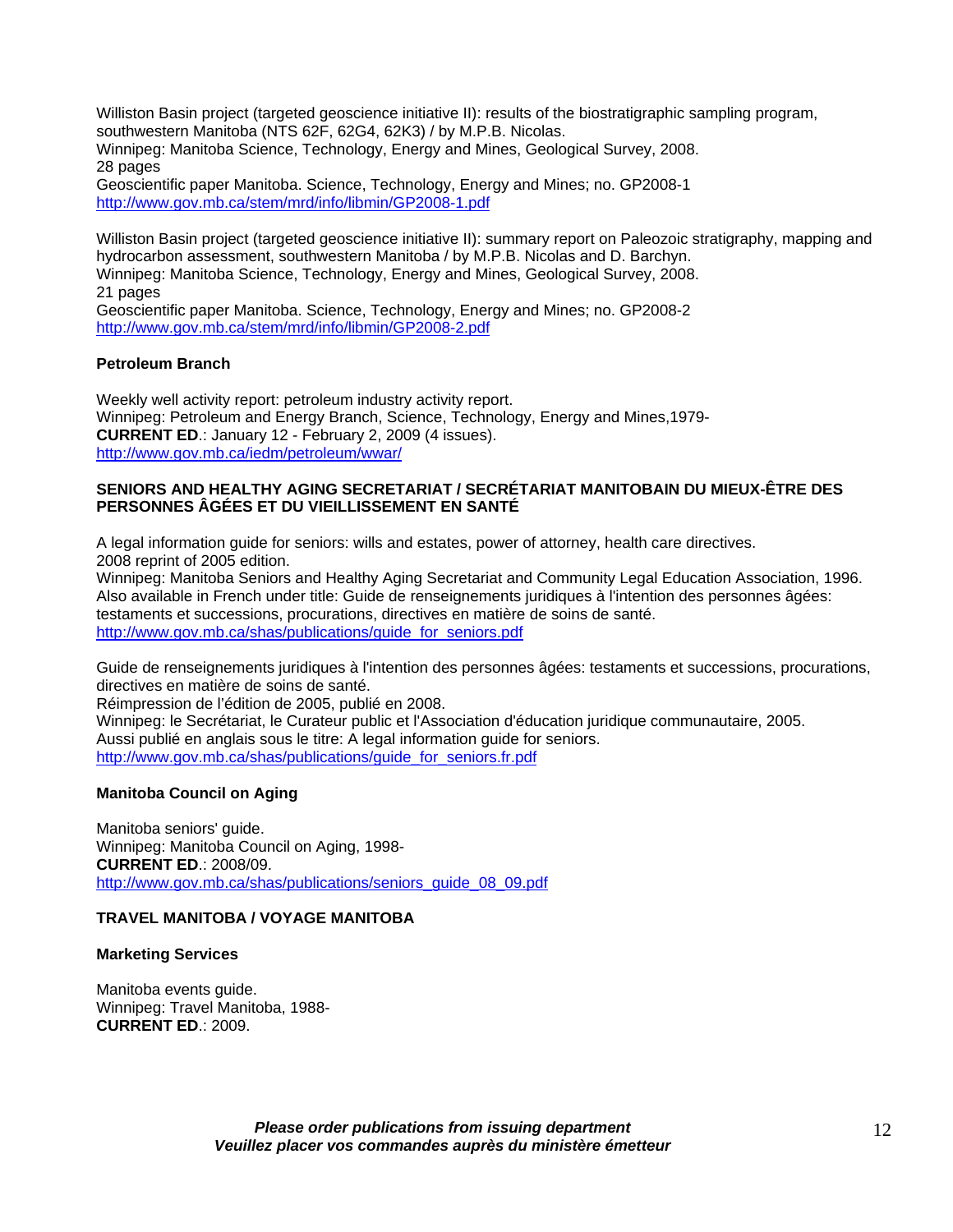Williston Basin project (targeted geoscience initiative II): results of the biostratigraphic sampling program, southwestern Manitoba (NTS 62F, 62G4, 62K3) / by M.P.B. Nicolas.
Winnipeg: Manitoba Science, Technology, Energy and Mines, Geological Survey, 2008.
28 pages
Geoscientific paper Manitoba. Science, Technology, Energy and Mines; no. GP2008-1
http://www.gov.mb.ca/stem/mrd/info/libmin/GP2008-1.pdf

Williston Basin project (targeted geoscience initiative II): summary report on Paleozoic stratigraphy, mapping and hydrocarbon assessment, southwestern Manitoba / by M.P.B. Nicolas and D. Barchyn.
Winnipeg: Manitoba Science, Technology, Energy and Mines, Geological Survey, 2008.
21 pages
Geoscientific paper Manitoba. Science, Technology, Energy and Mines; no. GP2008-2
http://www.gov.mb.ca/stem/mrd/info/libmin/GP2008-2.pdf

### Petroleum Branch

Weekly well activity report: petroleum industry activity report.
Winnipeg: Petroleum and Energy Branch, Science, Technology, Energy and Mines,1979-
**CURRENT ED**.: January 12 - February 2, 2009 (4 issues).
http://www.gov.mb.ca/iedm/petroleum/wwar/

## SENIORS AND HEALTHY AGING SECRETARIAT / SECRÉTARIAT MANITOBAIN DU MIEUX-ÊTRE DES PERSONNES ÂGÉES ET DU VIEILLISSEMENT EN SANTÉ

A legal information guide for seniors: wills and estates, power of attorney, health care directives.
2008 reprint of 2005 edition.
Winnipeg: Manitoba Seniors and Healthy Aging Secretariat and Community Legal Education Association, 1996.
Also available in French under title: Guide de renseignements juridiques à l'intention des personnes âgées: testaments et successions, procurations, directives en matière de soins de santé.
http://www.gov.mb.ca/shas/publications/guide_for_seniors.pdf

Guide de renseignements juridiques à l'intention des personnes âgées: testaments et successions, procurations, directives en matière de soins de santé.
Réimpression de l'édition de 2005, publié en 2008.
Winnipeg: le Secrétariat, le Curateur public et l'Association d'éducation juridique communautaire, 2005.
Aussi publié en anglais sous le titre: A legal information guide for seniors.
http://www.gov.mb.ca/shas/publications/guide_for_seniors.fr.pdf

### Manitoba Council on Aging

Manitoba seniors' guide.
Winnipeg: Manitoba Council on Aging, 1998-
**CURRENT ED**.: 2008/09.
http://www.gov.mb.ca/shas/publications/seniors_guide_08_09.pdf

## TRAVEL MANITOBA / VOYAGE MANITOBA

### Marketing Services

Manitoba events guide.
Winnipeg: Travel Manitoba, 1988-
**CURRENT ED**.: 2009.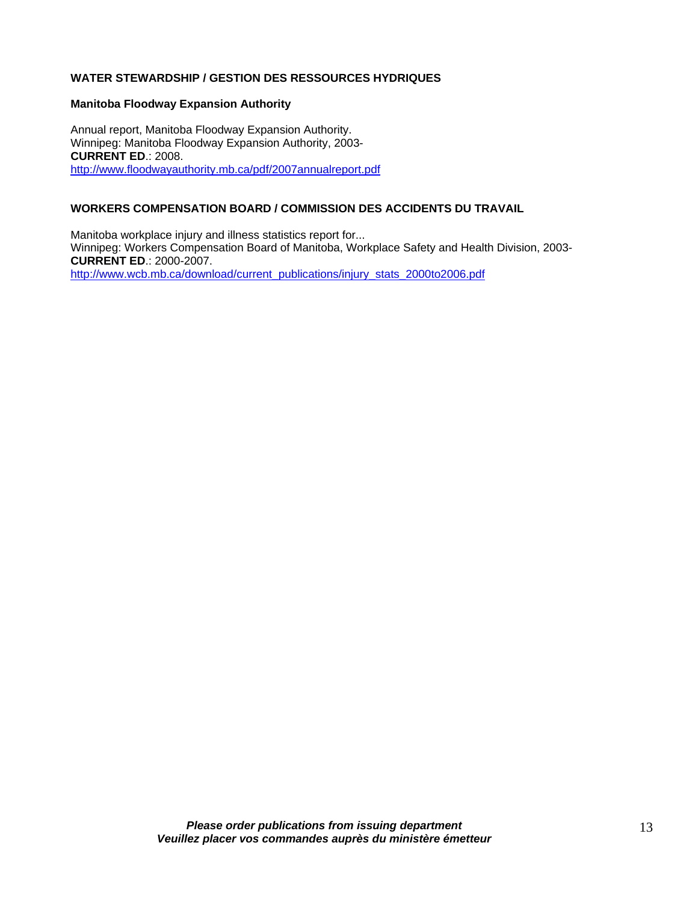## WATER STEWARDSHIP / GESTION DES RESSOURCES HYDRIQUES

### Manitoba Floodway Expansion Authority

Annual report, Manitoba Floodway Expansion Authority.
Winnipeg: Manitoba Floodway Expansion Authority, 2003-
**CURRENT ED**.: 2008.
http://www.floodwayauthority.mb.ca/pdf/2007annualreport.pdf

## WORKERS COMPENSATION BOARD / COMMISSION DES ACCIDENTS DU TRAVAIL

Manitoba workplace injury and illness statistics report for...
Winnipeg: Workers Compensation Board of Manitoba, Workplace Safety and Health Division, 2003-
**CURRENT ED**.: 2000-2007.
http://www.wcb.mb.ca/download/current_publications/injury_stats_2000to2006.pdf

***Please order publications from issuing department***
***Veuillez placer vos commandes auprès du ministère émetteur***